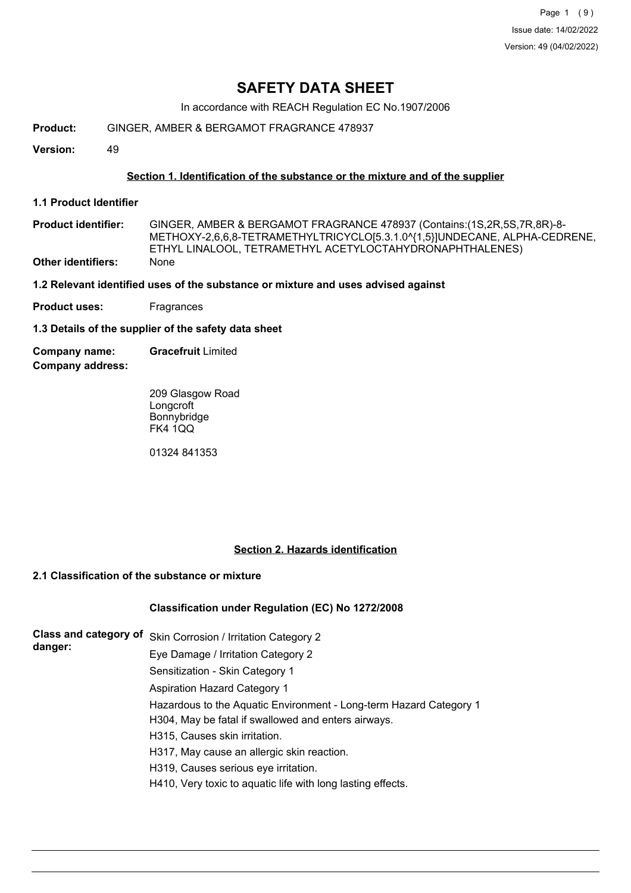# SAFETY DATA SHEET

In accordance with REACH Regulation EC No.1907/2006

**Product:** GINGER, AMBER & BERGAMOT FRAGRANCE 478937

**Version:** 49

## Section 1. Identification of the substance or the mixture and of the supplier

### 1.1 Product Identifier

**Product identifier:** GINGER, AMBER & BERGAMOT FRAGRANCE 478937 (Contains:(1S,2R,5S,7R,8R)-8-METHOXY-2,6,6,8-TETRAMETHYLTRICYCLO[5.3.1.0^{1,5}]UNDECANE, ALPHA-CEDRENE, ETHYL LINALOOL, TETRAMETHYL ACETYLOCTAHYDRONAPHTHALENES)

**Other identifiers:** None

### 1.2 Relevant identified uses of the substance or mixture and uses advised against

**Product uses:** Fragrances

### 1.3 Details of the supplier of the safety data sheet

**Company name:** **Gracefruit** Limited

**Company address:**

209 Glasgow Road
Longcroft
Bonnybridge
FK4 1QQ

01324 841353

## Section 2. Hazards identification

### 2.1 Classification of the substance or mixture

**Classification under Regulation (EC) No 1272/2008**

**Class and category of danger:**

Skin Corrosion / Irritation Category 2
Eye Damage / Irritation Category 2
Sensitization - Skin Category 1
Aspiration Hazard Category 1
Hazardous to the Aquatic Environment - Long-term Hazard Category 1
H304, May be fatal if swallowed and enters airways.
H315, Causes skin irritation.
H317, May cause an allergic skin reaction.
H319, Causes serious eye irritation.
H410, Very toxic to aquatic life with long lasting effects.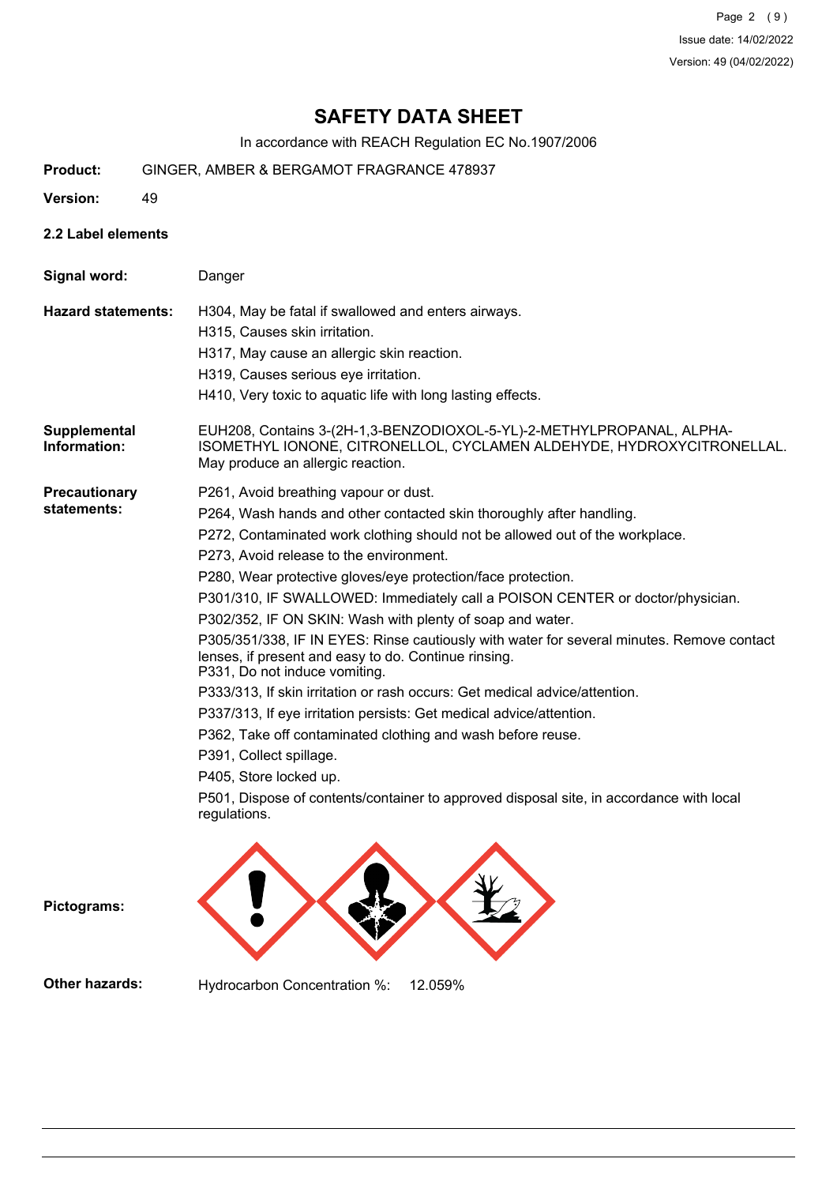# SAFETY DATA SHEET

In accordance with REACH Regulation EC No.1907/2006

**Product:** GINGER, AMBER & BERGAMOT FRAGRANCE 478937

**Version:** 49

## 2.2 Label elements

**Signal word:** Danger

**Hazard statements:**

H304, May be fatal if swallowed and enters airways.
H315, Causes skin irritation.
H317, May cause an allergic skin reaction.
H319, Causes serious eye irritation.
H410, Very toxic to aquatic life with long lasting effects.

**Supplemental Information:** EUH208, Contains 3-(2H-1,3-BENZODIOXOL-5-YL)-2-METHYLPROPANAL, ALPHA-ISOMETHYL IONONE, CITRONELLOL, CYCLAMEN ALDEHYDE, HYDROXYCITRONELLAL. May produce an allergic reaction.

**Precautionary statements:**

P261, Avoid breathing vapour or dust.
P264, Wash hands and other contacted skin thoroughly after handling.
P272, Contaminated work clothing should not be allowed out of the workplace.
P273, Avoid release to the environment.
P280, Wear protective gloves/eye protection/face protection.
P301/310, IF SWALLOWED: Immediately call a POISON CENTER or doctor/physician.
P302/352, IF ON SKIN: Wash with plenty of soap and water.
P305/351/338, IF IN EYES: Rinse cautiously with water for several minutes. Remove contact lenses, if present and easy to do. Continue rinsing.
P331, Do not induce vomiting.
P333/313, If skin irritation or rash occurs: Get medical advice/attention.
P337/313, If eye irritation persists: Get medical advice/attention.
P362, Take off contaminated clothing and wash before reuse.
P391, Collect spillage.
P405, Store locked up.
P501, Dispose of contents/container to approved disposal site, in accordance with local regulations.

**Pictograms:**

**Other hazards:** Hydrocarbon Concentration %: 12.059%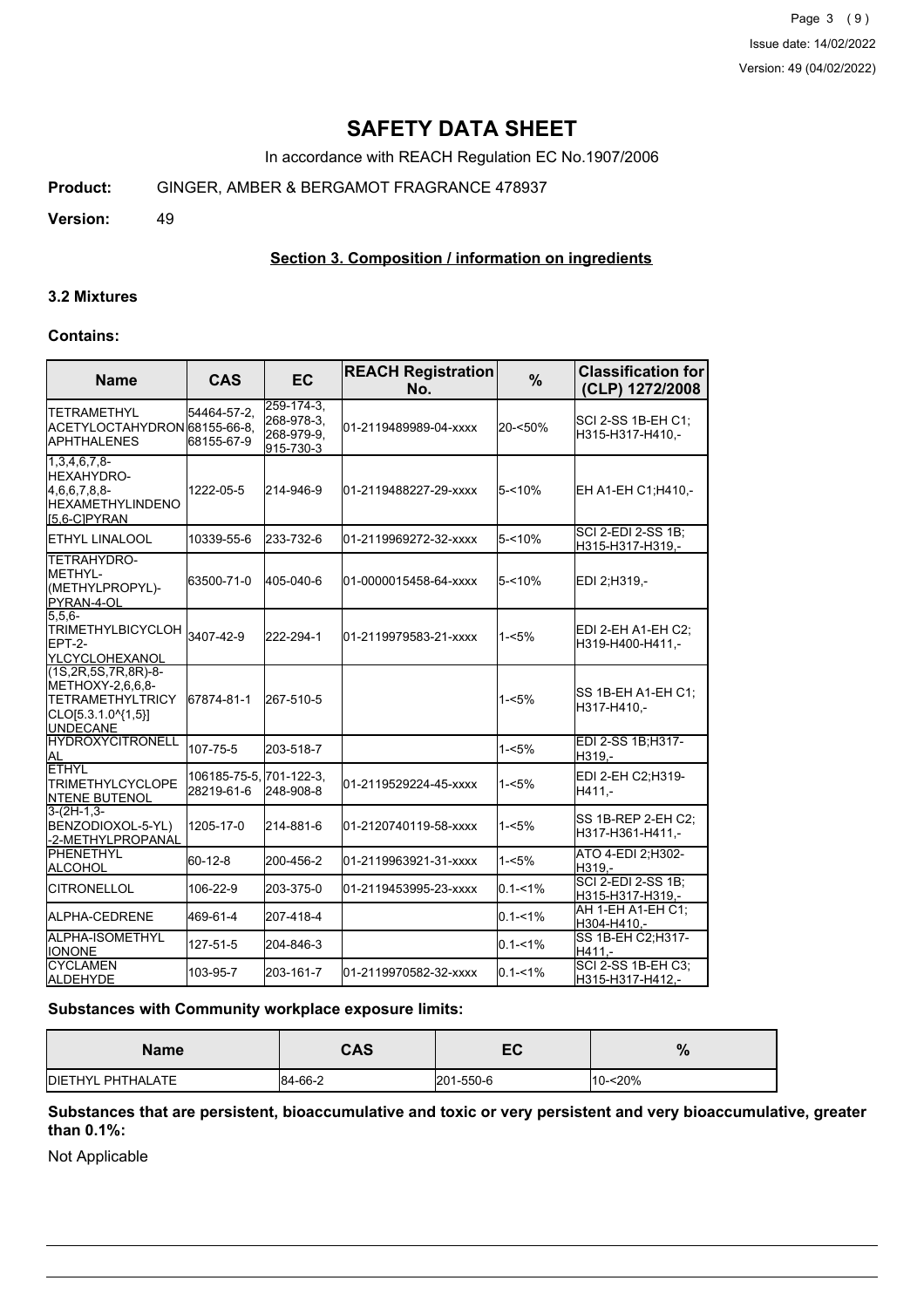# SAFETY DATA SHEET

In accordance with REACH Regulation EC No.1907/2006

**Product:** GINGER, AMBER & BERGAMOT FRAGRANCE 478937

**Version:** 49

## Section 3. Composition / information on ingredients

### 3.2 Mixtures

#### Contains:

| Name | CAS | EC | REACH Registration No. | % | Classification for (CLP) 1272/2008 |
|---|---|---|---|---|---|
| TETRAMETHYL ACETYLOCTAHYDRONAPHTHALENES | 54464-57-2, 68155-66-8, 68155-67-9 | 259-174-3, 268-978-3, 268-979-9, 915-730-3 | 01-2119489989-04-xxxx | 20-<50% | SCI 2-SS 1B-EH C1; H315-H317-H410,- |
| 1,3,4,6,7,8-HEXAHYDRO-4,6,6,7,8,8-HEXAMETHYLINDENO[5,6-C]PYRAN | 1222-05-5 | 214-946-9 | 01-2119488227-29-xxxx | 5-<10% | EH A1-EH C1;H410,- |
| ETHYL LINALOOL | 10339-55-6 | 233-732-6 | 01-2119969272-32-xxxx | 5-<10% | SCI 2-EDI 2-SS 1B; H315-H317-H319,- |
| TETRAHYDRO-METHYL-(METHYLPROPYL)-PYRAN-4-OL | 63500-71-0 | 405-040-6 | 01-0000015458-64-xxxx | 5-<10% | EDI 2;H319,- |
| 5,5,6-TRIMETHYLBICYCLOHEPT-2-YLCYCLOHEXANOL | 3407-42-9 | 222-294-1 | 01-2119979583-21-xxxx | 1-<5% | EDI 2-EH A1-EH C2; H319-H400-H411,- |
| (1S,2R,5S,7R,8R)-8-METHOXY-2,6,6,8-TETRAMETHYLTRICYCLO[5.3.1.0^{1,5}]UNDECANE | 67874-81-1 | 267-510-5 | | 1-<5% | SS 1B-EH A1-EH C1; H317-H410,- |
| HYDROXYCITRONELLAL | 107-75-5 | 203-518-7 | | 1-<5% | EDI 2-SS 1B;H317-H319,- |
| ETHYL TRIMETHYLCYCLOPENTENE BUTENOL | 106185-75-5, 28219-61-6 | 701-122-3, 248-908-8 | 01-2119529224-45-xxxx | 1-<5% | EDI 2-EH C2;H319-H411,- |
| 3-(2H-1,3-BENZODIOXOL-5-YL)-2-METHYLPROPANAL | 1205-17-0 | 214-881-6 | 01-2120740119-58-xxxx | 1-<5% | SS 1B-REP 2-EH C2; H317-H361-H411,- |
| PHENETHYL ALCOHOL | 60-12-8 | 200-456-2 | 01-2119963921-31-xxxx | 1-<5% | ATO 4-EDI 2;H302-H319,- |
| CITRONELLOL | 106-22-9 | 203-375-0 | 01-2119453995-23-xxxx | 0.1-<1% | SCI 2-EDI 2-SS 1B; H315-H317-H319,- |
| ALPHA-CEDRENE | 469-61-4 | 207-418-4 | | 0.1-<1% | AH 1-EH A1-EH C1; H304-H410,- |
| ALPHA-ISOMETHYL IONONE | 127-51-5 | 204-846-3 | | 0.1-<1% | SS 1B-EH C2;H317-H411,- |
| CYCLAMEN ALDEHYDE | 103-95-7 | 203-161-7 | 01-2119970582-32-xxxx | 0.1-<1% | SCI 2-SS 1B-EH C3; H315-H317-H412,- |

#### Substances with Community workplace exposure limits:

| Name | CAS | EC | % |
|---|---|---|---|
| DIETHYL PHTHALATE | 84-66-2 | 201-550-6 | 10-<20% |

#### Substances that are persistent, bioaccumulative and toxic or very persistent and very bioaccumulative, greater than 0.1%:

Not Applicable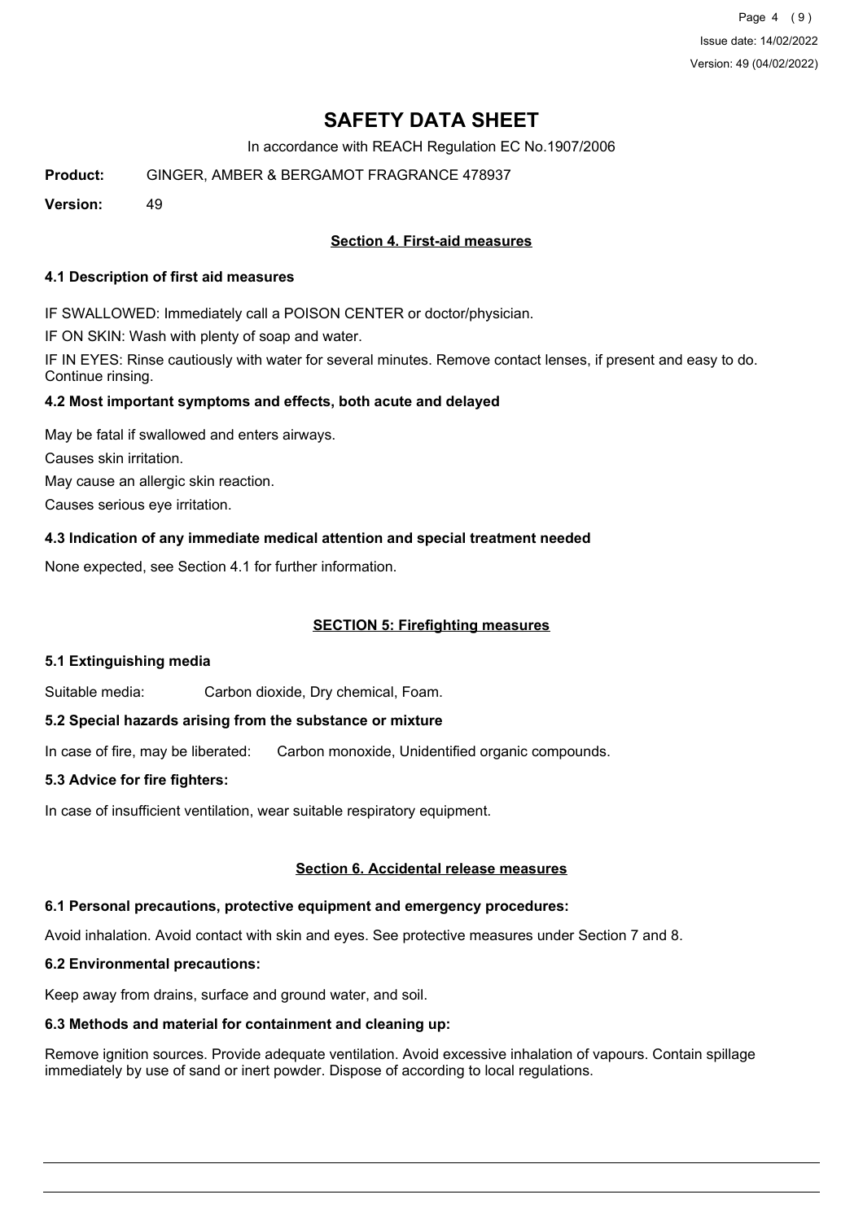# SAFETY DATA SHEET

In accordance with REACH Regulation EC No.1907/2006

**Product:** GINGER, AMBER & BERGAMOT FRAGRANCE 478937

**Version:** 49

## Section 4. First-aid measures

### 4.1 Description of first aid measures

IF SWALLOWED: Immediately call a POISON CENTER or doctor/physician.

IF ON SKIN: Wash with plenty of soap and water.

IF IN EYES: Rinse cautiously with water for several minutes. Remove contact lenses, if present and easy to do. Continue rinsing.

### 4.2 Most important symptoms and effects, both acute and delayed

May be fatal if swallowed and enters airways.

Causes skin irritation.

May cause an allergic skin reaction.

Causes serious eye irritation.

### 4.3 Indication of any immediate medical attention and special treatment needed

None expected, see Section 4.1 for further information.

## SECTION 5: Firefighting measures

### 5.1 Extinguishing media

Suitable media: Carbon dioxide, Dry chemical, Foam.

### 5.2 Special hazards arising from the substance or mixture

In case of fire, may be liberated: Carbon monoxide, Unidentified organic compounds.

### 5.3 Advice for fire fighters:

In case of insufficient ventilation, wear suitable respiratory equipment.

## Section 6. Accidental release measures

### 6.1 Personal precautions, protective equipment and emergency procedures:

Avoid inhalation. Avoid contact with skin and eyes. See protective measures under Section 7 and 8.

### 6.2 Environmental precautions:

Keep away from drains, surface and ground water, and soil.

### 6.3 Methods and material for containment and cleaning up:

Remove ignition sources. Provide adequate ventilation. Avoid excessive inhalation of vapours. Contain spillage immediately by use of sand or inert powder. Dispose of according to local regulations.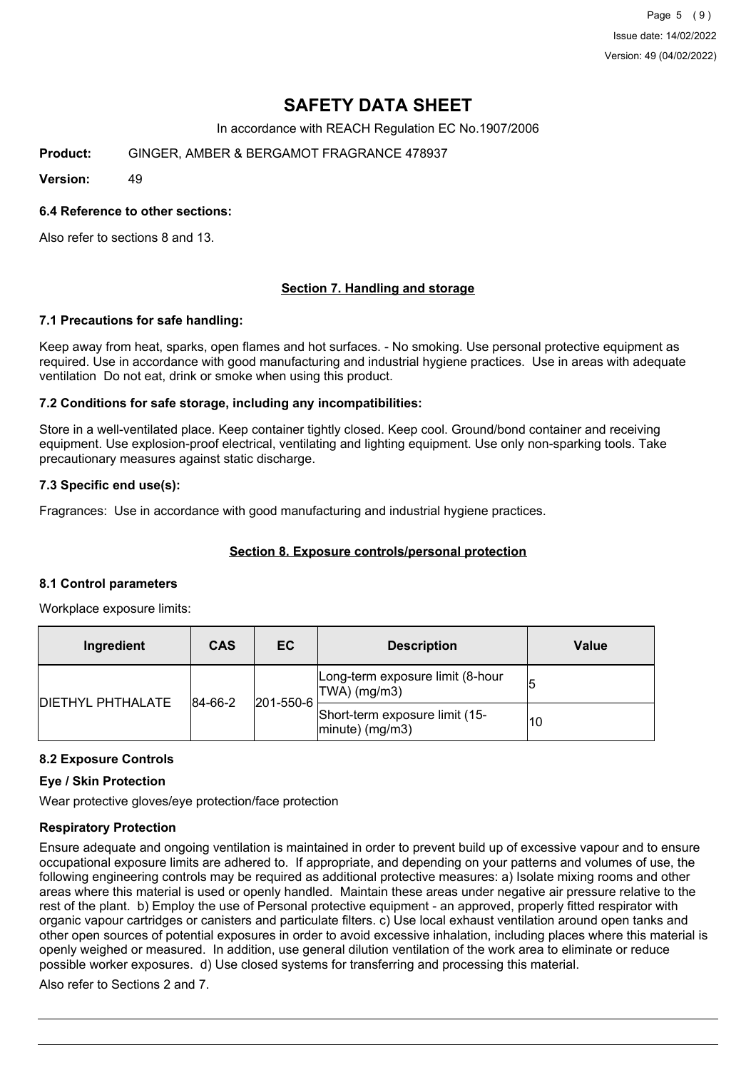# SAFETY DATA SHEET

In accordance with REACH Regulation EC No.1907/2006

**Product:** GINGER, AMBER & BERGAMOT FRAGRANCE 478937

**Version:** 49

### 6.4 Reference to other sections:

Also refer to sections 8 and 13.

## Section 7. Handling and storage

### 7.1 Precautions for safe handling:

Keep away from heat, sparks, open flames and hot surfaces. - No smoking. Use personal protective equipment as required. Use in accordance with good manufacturing and industrial hygiene practices. Use in areas with adequate ventilation Do not eat, drink or smoke when using this product.

### 7.2 Conditions for safe storage, including any incompatibilities:

Store in a well-ventilated place. Keep container tightly closed. Keep cool. Ground/bond container and receiving equipment. Use explosion-proof electrical, ventilating and lighting equipment. Use only non-sparking tools. Take precautionary measures against static discharge.

### 7.3 Specific end use(s):

Fragrances: Use in accordance with good manufacturing and industrial hygiene practices.

## Section 8. Exposure controls/personal protection

### 8.1 Control parameters

Workplace exposure limits:

| Ingredient | CAS | EC | Description | Value |
|---|---|---|---|---|
| DIETHYL PHTHALATE | 84-66-2 | 201-550-6 | Long-term exposure limit (8-hour TWA) (mg/m3) | 5 |
| | | | Short-term exposure limit (15-minute) (mg/m3) | 10 |

### 8.2 Exposure Controls

**Eye / Skin Protection**

Wear protective gloves/eye protection/face protection

**Respiratory Protection**

Ensure adequate and ongoing ventilation is maintained in order to prevent build up of excessive vapour and to ensure occupational exposure limits are adhered to. If appropriate, and depending on your patterns and volumes of use, the following engineering controls may be required as additional protective measures: a) Isolate mixing rooms and other areas where this material is used or openly handled. Maintain these areas under negative air pressure relative to the rest of the plant. b) Employ the use of Personal protective equipment - an approved, properly fitted respirator with organic vapour cartridges or canisters and particulate filters. c) Use local exhaust ventilation around open tanks and other open sources of potential exposures in order to avoid excessive inhalation, including places where this material is openly weighed or measured. In addition, use general dilution ventilation of the work area to eliminate or reduce possible worker exposures. d) Use closed systems for transferring and processing this material.

Also refer to Sections 2 and 7.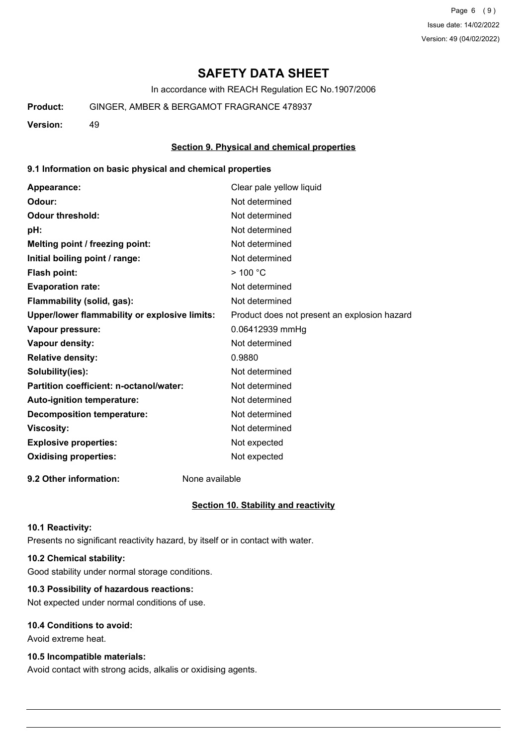# SAFETY DATA SHEET

In accordance with REACH Regulation EC No.1907/2006

**Product:** GINGER, AMBER & BERGAMOT FRAGRANCE 478937

**Version:** 49

## Section 9. Physical and chemical properties

### 9.1 Information on basic physical and chemical properties

| | |
|---|---|
| **Appearance:** | Clear pale yellow liquid |
| **Odour:** | Not determined |
| **Odour threshold:** | Not determined |
| **pH:** | Not determined |
| **Melting point / freezing point:** | Not determined |
| **Initial boiling point / range:** | Not determined |
| **Flash point:** | > 100 °C |
| **Evaporation rate:** | Not determined |
| **Flammability (solid, gas):** | Not determined |
| **Upper/lower flammability or explosive limits:** | Product does not present an explosion hazard |
| **Vapour pressure:** | 0.06412939 mmHg |
| **Vapour density:** | Not determined |
| **Relative density:** | 0.9880 |
| **Solubility(ies):** | Not determined |
| **Partition coefficient: n-octanol/water:** | Not determined |
| **Auto-ignition temperature:** | Not determined |
| **Decomposition temperature:** | Not determined |
| **Viscosity:** | Not determined |
| **Explosive properties:** | Not expected |
| **Oxidising properties:** | Not expected |

**9.2 Other information:** None available

## Section 10. Stability and reactivity

### 10.1 Reactivity:

Presents no significant reactivity hazard, by itself or in contact with water.

### 10.2 Chemical stability:

Good stability under normal storage conditions.

### 10.3 Possibility of hazardous reactions:

Not expected under normal conditions of use.

### 10.4 Conditions to avoid:

Avoid extreme heat.

### 10.5 Incompatible materials:

Avoid contact with strong acids, alkalis or oxidising agents.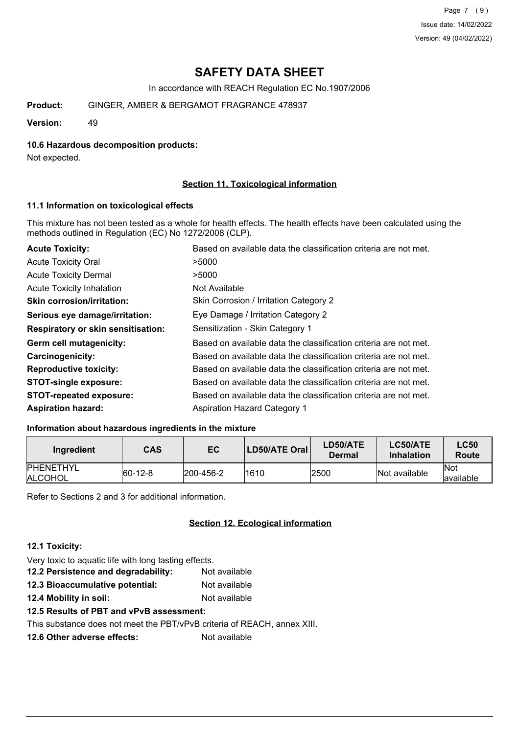# SAFETY DATA SHEET

In accordance with REACH Regulation EC No.1907/2006

**Product:** GINGER, AMBER & BERGAMOT FRAGRANCE 478937

**Version:** 49

### 10.6 Hazardous decomposition products:

Not expected.

## Section 11. Toxicological information

### 11.1 Information on toxicological effects

This mixture has not been tested as a whole for health effects. The health effects have been calculated using the methods outlined in Regulation (EC) No 1272/2008 (CLP).

| | |
|---|---|
| **Acute Toxicity:** | Based on available data the classification criteria are not met. |
| Acute Toxicity Oral | >5000 |
| Acute Toxicity Dermal | >5000 |
| Acute Toxicity Inhalation | Not Available |
| **Skin corrosion/irritation:** | Skin Corrosion / Irritation Category 2 |
| **Serious eye damage/irritation:** | Eye Damage / Irritation Category 2 |
| **Respiratory or skin sensitisation:** | Sensitization - Skin Category 1 |
| **Germ cell mutagenicity:** | Based on available data the classification criteria are not met. |
| **Carcinogenicity:** | Based on available data the classification criteria are not met. |
| **Reproductive toxicity:** | Based on available data the classification criteria are not met. |
| **STOT-single exposure:** | Based on available data the classification criteria are not met. |
| **STOT-repeated exposure:** | Based on available data the classification criteria are not met. |
| **Aspiration hazard:** | Aspiration Hazard Category 1 |

### Information about hazardous ingredients in the mixture

| Ingredient | CAS | EC | LD50/ATE Oral | LD50/ATE Dermal | LC50/ATE Inhalation | LC50 Route |
|---|---|---|---|---|---|---|
| PHENETHYL ALCOHOL | 60-12-8 | 200-456-2 | 1610 | 2500 | Not available | Not available |

Refer to Sections 2 and 3 for additional information.

## Section 12. Ecological information

### 12.1 Toxicity:

Very toxic to aquatic life with long lasting effects.

**12.2 Persistence and degradability:** Not available

**12.3 Bioaccumulative potential:** Not available

**12.4 Mobility in soil:** Not available

### 12.5 Results of PBT and vPvB assessment:

This substance does not meet the PBT/vPvB criteria of REACH, annex XIII.

**12.6 Other adverse effects:** Not available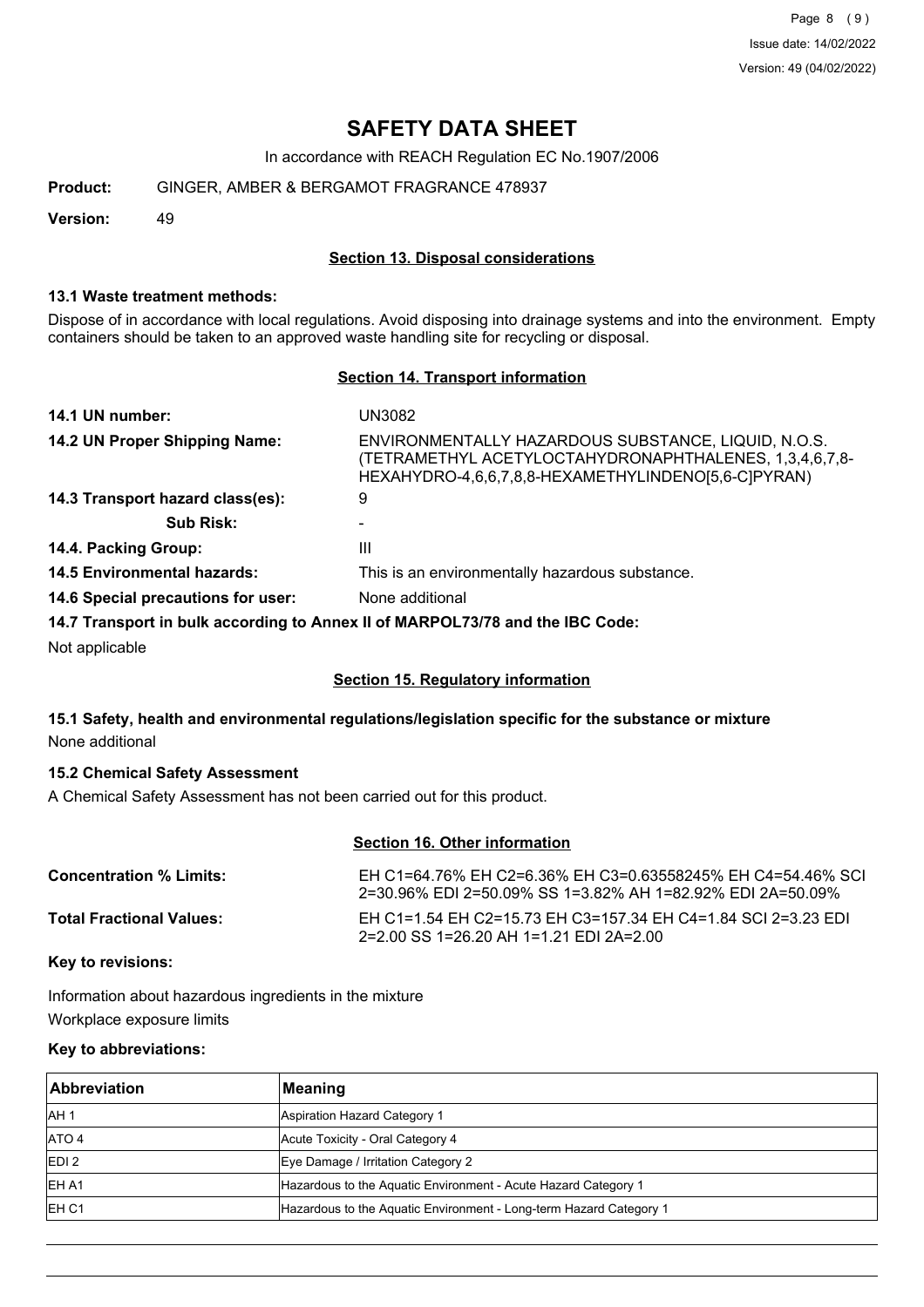# SAFETY DATA SHEET

In accordance with REACH Regulation EC No.1907/2006

**Product:** GINGER, AMBER & BERGAMOT FRAGRANCE 478937

**Version:** 49

## Section 13. Disposal considerations

### 13.1 Waste treatment methods:

Dispose of in accordance with local regulations. Avoid disposing into drainage systems and into the environment. Empty containers should be taken to an approved waste handling site for recycling or disposal.

## Section 14. Transport information

**14.1 UN number:** UN3082

**14.2 UN Proper Shipping Name:** ENVIRONMENTALLY HAZARDOUS SUBSTANCE, LIQUID, N.O.S. (TETRAMETHYL ACETYLOCTAHYDRONAPHTHALENES, 1,3,4,6,7,8-HEXAHYDRO-4,6,6,7,8,8-HEXAMETHYLINDENO[5,6-C]PYRAN)

**14.3 Transport hazard class(es):** 9

**Sub Risk:** -

**14.4. Packing Group:** III

**14.5 Environmental hazards:** This is an environmentally hazardous substance.

**14.6 Special precautions for user:** None additional

**14.7 Transport in bulk according to Annex II of MARPOL73/78 and the IBC Code:**

Not applicable

## Section 15. Regulatory information

**15.1 Safety, health and environmental regulations/legislation specific for the substance or mixture**

None additional

**15.2 Chemical Safety Assessment**

A Chemical Safety Assessment has not been carried out for this product.

## Section 16. Other information

**Concentration % Limits:** EH C1=64.76% EH C2=6.36% EH C3=0.63558245% EH C4=54.46% SCI 2=30.96% EDI 2=50.09% SS 1=3.82% AH 1=82.92% EDI 2A=50.09%

**Total Fractional Values:** EH C1=1.54 EH C2=15.73 EH C3=157.34 EH C4=1.84 SCI 2=3.23 EDI 2=2.00 SS 1=26.20 AH 1=1.21 EDI 2A=2.00

**Key to revisions:**

Information about hazardous ingredients in the mixture

Workplace exposure limits

**Key to abbreviations:**

| Abbreviation | Meaning |
|---|---|
| AH 1 | Aspiration Hazard Category 1 |
| ATO 4 | Acute Toxicity - Oral Category 4 |
| EDI 2 | Eye Damage / Irritation Category 2 |
| EH A1 | Hazardous to the Aquatic Environment - Acute Hazard Category 1 |
| EH C1 | Hazardous to the Aquatic Environment - Long-term Hazard Category 1 |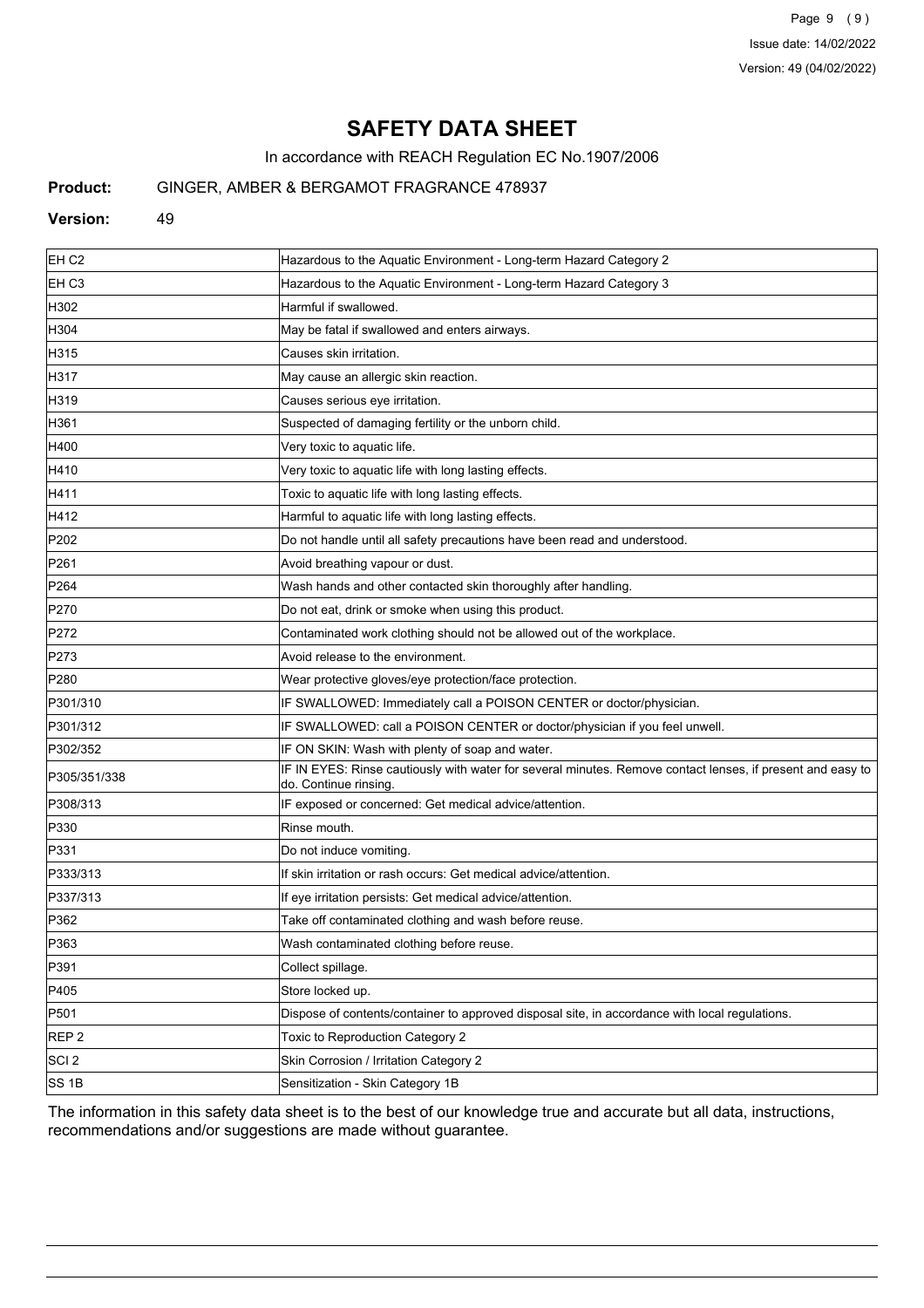# SAFETY DATA SHEET

In accordance with REACH Regulation EC No.1907/2006

**Product:** GINGER, AMBER & BERGAMOT FRAGRANCE 478937

**Version:** 49

| | |
|---|---|
| EH C2 | Hazardous to the Aquatic Environment - Long-term Hazard Category 2 |
| EH C3 | Hazardous to the Aquatic Environment - Long-term Hazard Category 3 |
| H302 | Harmful if swallowed. |
| H304 | May be fatal if swallowed and enters airways. |
| H315 | Causes skin irritation. |
| H317 | May cause an allergic skin reaction. |
| H319 | Causes serious eye irritation. |
| H361 | Suspected of damaging fertility or the unborn child. |
| H400 | Very toxic to aquatic life. |
| H410 | Very toxic to aquatic life with long lasting effects. |
| H411 | Toxic to aquatic life with long lasting effects. |
| H412 | Harmful to aquatic life with long lasting effects. |
| P202 | Do not handle until all safety precautions have been read and understood. |
| P261 | Avoid breathing vapour or dust. |
| P264 | Wash hands and other contacted skin thoroughly after handling. |
| P270 | Do not eat, drink or smoke when using this product. |
| P272 | Contaminated work clothing should not be allowed out of the workplace. |
| P273 | Avoid release to the environment. |
| P280 | Wear protective gloves/eye protection/face protection. |
| P301/310 | IF SWALLOWED: Immediately call a POISON CENTER or doctor/physician. |
| P301/312 | IF SWALLOWED: call a POISON CENTER or doctor/physician if you feel unwell. |
| P302/352 | IF ON SKIN: Wash with plenty of soap and water. |
| P305/351/338 | IF IN EYES: Rinse cautiously with water for several minutes. Remove contact lenses, if present and easy to do. Continue rinsing. |
| P308/313 | IF exposed or concerned: Get medical advice/attention. |
| P330 | Rinse mouth. |
| P331 | Do not induce vomiting. |
| P333/313 | If skin irritation or rash occurs: Get medical advice/attention. |
| P337/313 | If eye irritation persists: Get medical advice/attention. |
| P362 | Take off contaminated clothing and wash before reuse. |
| P363 | Wash contaminated clothing before reuse. |
| P391 | Collect spillage. |
| P405 | Store locked up. |
| P501 | Dispose of contents/container to approved disposal site, in accordance with local regulations. |
| REP 2 | Toxic to Reproduction Category 2 |
| SCI 2 | Skin Corrosion / Irritation Category 2 |
| SS 1B | Sensitization - Skin Category 1B |

The information in this safety data sheet is to the best of our knowledge true and accurate but all data, instructions, recommendations and/or suggestions are made without guarantee.